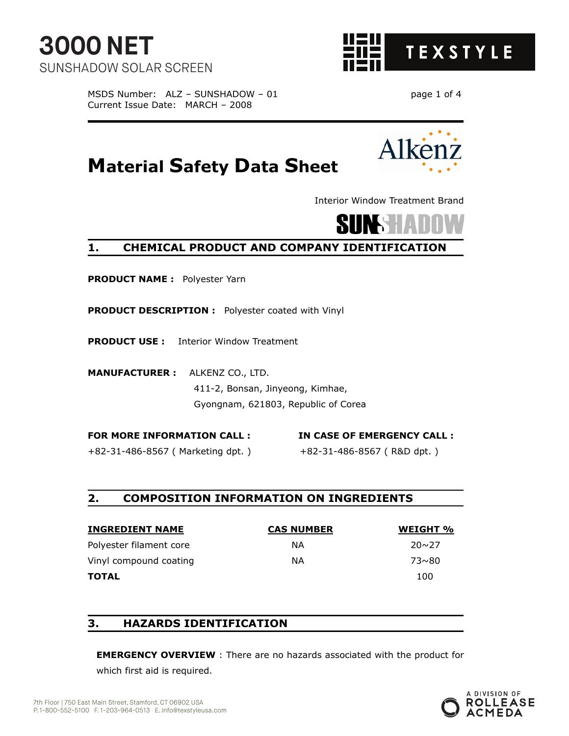# 3000 NET

SUNSHADOW SOLAR SCREEN

TEXSTYLE

MSDS Number: ALZ – SUNSHADOW – 01
Current Issue Date: MARCH – 2008

# Material Safety Data Sheet

Alkenz

Interior Window Treatment Brand

SUNSHADOW

## 1. CHEMICAL PRODUCT AND COMPANY IDENTIFICATION

**PRODUCT NAME :** Polyester Yarn

**PRODUCT DESCRIPTION :** Polyester coated with Vinyl

**PRODUCT USE :** Interior Window Treatment

**MANUFACTURER :** ALKENZ CO., LTD.
411-2, Bonsan, Jinyeong, Kimhae,
Gyongnam, 621803, Republic of Corea

**FOR MORE INFORMATION CALL :**
+82-31-486-8567 ( Marketing dpt. )

**IN CASE OF EMERGENCY CALL :**
+82-31-486-8567 ( R&D dpt. )

## 2. COMPOSITION INFORMATION ON INGREDIENTS

| INGREDIENT NAME | CAS NUMBER | WEIGHT % |
|---|---|---|
| Polyester filament core | NA | 20~27 |
| Vinyl compound coating | NA | 73~80 |
| **TOTAL** | | 100 |

## 3. HAZARDS IDENTIFICATION

**EMERGENCY OVERVIEW** : There are no hazards associated with the product for which first aid is required.

7th Floor | 750 East Main Street, Stamford, CT 06902 USA
P. 1-800-552-5100 F. 1-203-964-0513 E. info@texstyleusa.com

A DIVISION OF ROLLEASE ACMEDA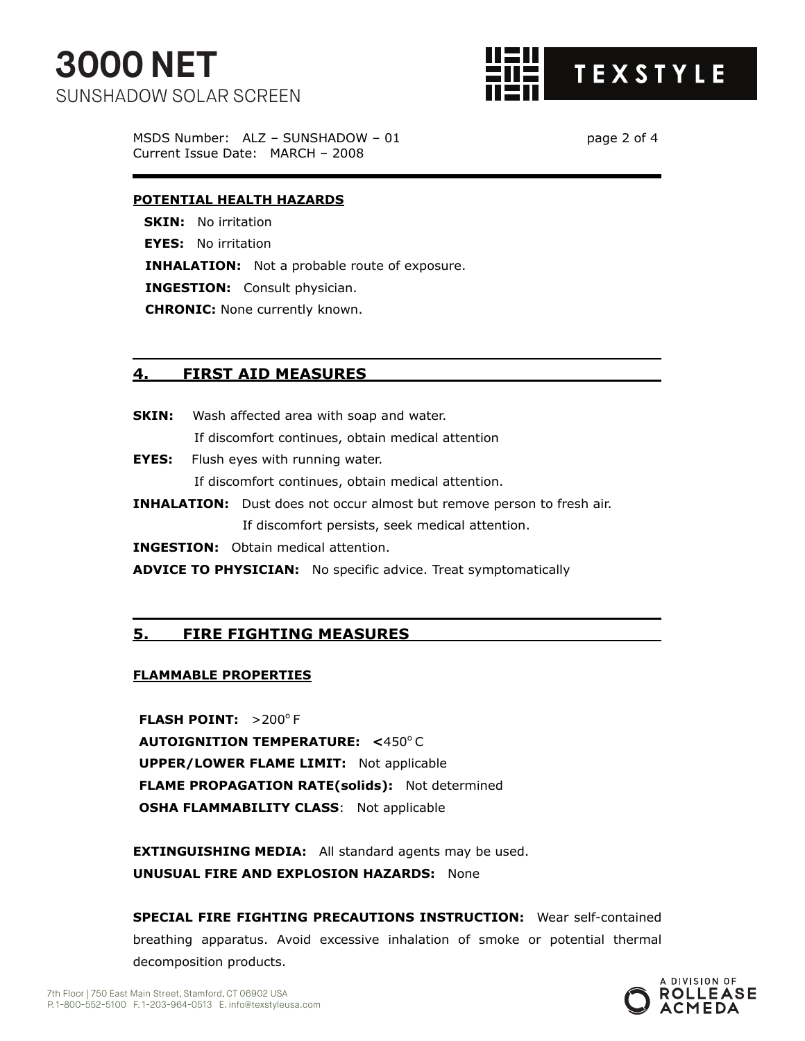**POTENTIAL HEALTH HAZARDS**

**SKIN:** No irritation

**EYES:** No irritation

**INHALATION:** Not a probable route of exposure.

**INGESTION:** Consult physician.

**CHRONIC:** None currently known.

## 4. FIRST AID MEASURES

**SKIN:** Wash affected area with soap and water.
If discomfort continues, obtain medical attention

**EYES:** Flush eyes with running water.
If discomfort continues, obtain medical attention.

**INHALATION:** Dust does not occur almost but remove person to fresh air.
If discomfort persists, seek medical attention.

**INGESTION:** Obtain medical attention.

**ADVICE TO PHYSICIAN:** No specific advice. Treat symptomatically

## 5. FIRE FIGHTING MEASURES

**FLAMMABLE PROPERTIES**

**FLASH POINT:** >200° F

**AUTOIGNITION TEMPERATURE:** **<**450° C

**UPPER/LOWER FLAME LIMIT:** Not applicable

**FLAME PROPAGATION RATE(solids):** Not determined

**OSHA FLAMMABILITY CLASS**: Not applicable

**EXTINGUISHING MEDIA:** All standard agents may be used.

**UNUSUAL FIRE AND EXPLOSION HAZARDS:** None

**SPECIAL FIRE FIGHTING PRECAUTIONS INSTRUCTION:** Wear self-contained breathing apparatus. Avoid excessive inhalation of smoke or potential thermal decomposition products.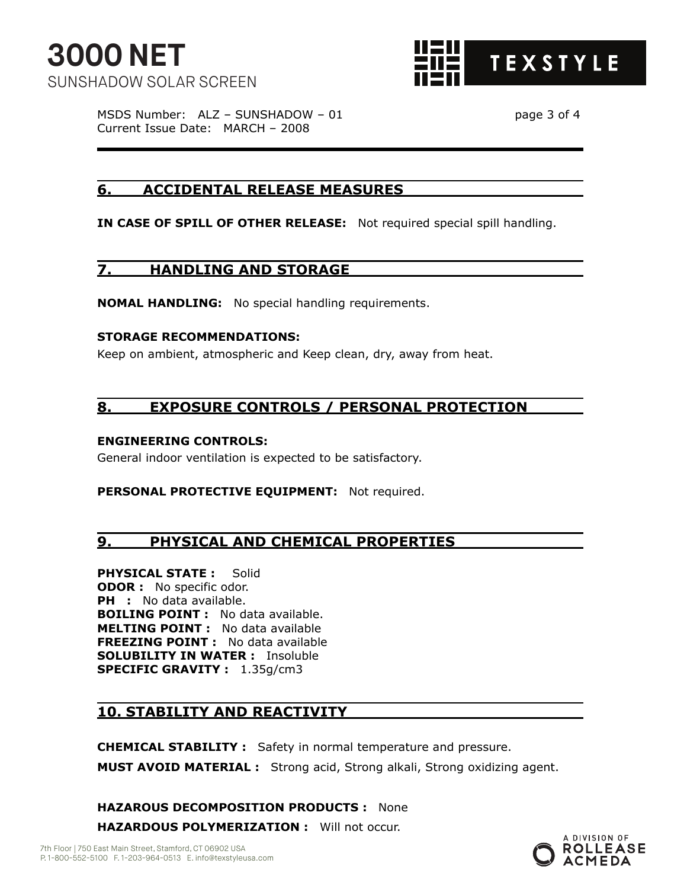## 6. ACCIDENTAL RELEASE MEASURES

**IN CASE OF SPILL OF OTHER RELEASE:** Not required special spill handling.

## 7. HANDLING AND STORAGE

**NOMAL HANDLING:** No special handling requirements.

**STORAGE RECOMMENDATIONS:**
Keep on ambient, atmospheric and Keep clean, dry, away from heat.

## 8. EXPOSURE CONTROLS / PERSONAL PROTECTION

**ENGINEERING CONTROLS:**
General indoor ventilation is expected to be satisfactory.

**PERSONAL PROTECTIVE EQUIPMENT:** Not required.

## 9. PHYSICAL AND CHEMICAL PROPERTIES

**PHYSICAL STATE :** Solid
**ODOR :** No specific odor.
**PH :** No data available.
**BOILING POINT :** No data available.
**MELTING POINT :** No data available
**FREEZING POINT :** No data available
**SOLUBILITY IN WATER :** Insoluble
**SPECIFIC GRAVITY :** 1.35g/cm3

## 10. STABILITY AND REACTIVITY

**CHEMICAL STABILITY :** Safety in normal temperature and pressure.

**MUST AVOID MATERIAL :** Strong acid, Strong alkali, Strong oxidizing agent.

**HAZAROUS DECOMPOSITION PRODUCTS :** None

**HAZARDOUS POLYMERIZATION :** Will not occur.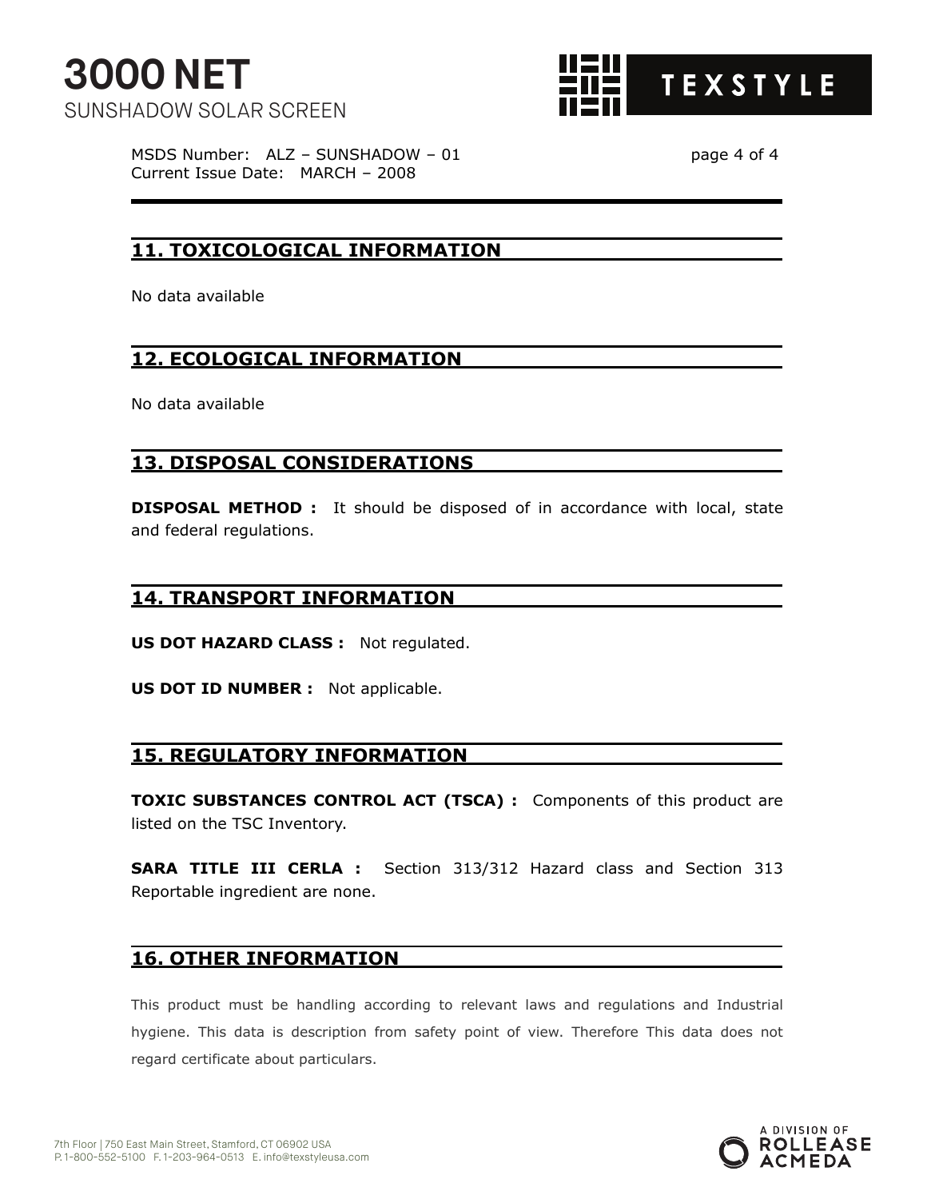## 11. TOXICOLOGICAL INFORMATION

No data available

## 12. ECOLOGICAL INFORMATION

No data available

## 13. DISPOSAL CONSIDERATIONS

**DISPOSAL METHOD :** It should be disposed of in accordance with local, state and federal regulations.

## 14. TRANSPORT INFORMATION

**US DOT HAZARD CLASS :** Not regulated.

**US DOT ID NUMBER :** Not applicable.

## 15. REGULATORY INFORMATION

**TOXIC SUBSTANCES CONTROL ACT (TSCA) :** Components of this product are listed on the TSC Inventory.

**SARA TITLE III CERLA :** Section 313/312 Hazard class and Section 313 Reportable ingredient are none.

## 16. OTHER INFORMATION

This product must be handling according to relevant laws and regulations and Industrial hygiene. This data is description from safety point of view. Therefore This data does not regard certificate about particulars.